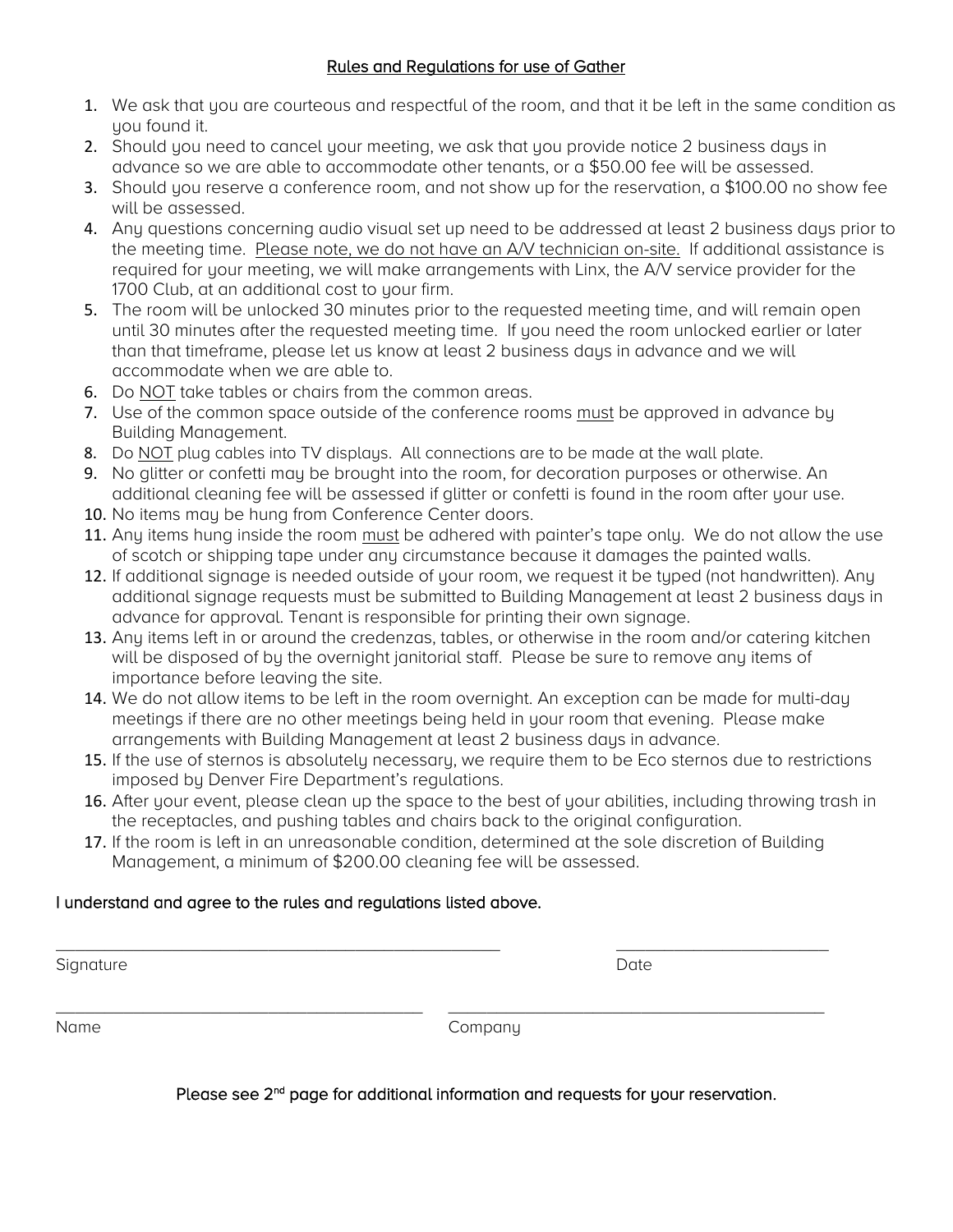# Rules and Regulations for use of Gather

1. We ask that you are courteous and respectful of the room, and that it be left in the same condition as you found it.
2. Should you need to cancel your meeting, we ask that you provide notice 2 business days in advance so we are able to accommodate other tenants, or a $50.00 fee will be assessed.
3. Should you reserve a conference room, and not show up for the reservation, a $100.00 no show fee will be assessed.
4. Any questions concerning audio visual set up need to be addressed at least 2 business days prior to the meeting time. Please note, we do not have an A/V technician on-site. If additional assistance is required for your meeting, we will make arrangements with Linx, the A/V service provider for the 1700 Club, at an additional cost to your firm.
5. The room will be unlocked 30 minutes prior to the requested meeting time, and will remain open until 30 minutes after the requested meeting time. If you need the room unlocked earlier or later than that timeframe, please let us know at least 2 business days in advance and we will accommodate when we are able to.
6. Do NOT take tables or chairs from the common areas.
7. Use of the common space outside of the conference rooms must be approved in advance by Building Management.
8. Do NOT plug cables into TV displays. All connections are to be made at the wall plate.
9. No glitter or confetti may be brought into the room, for decoration purposes or otherwise. An additional cleaning fee will be assessed if glitter or confetti is found in the room after your use.
10. No items may be hung from Conference Center doors.
11. Any items hung inside the room must be adhered with painter's tape only. We do not allow the use of scotch or shipping tape under any circumstance because it damages the painted walls.
12. If additional signage is needed outside of your room, we request it be typed (not handwritten). Any additional signage requests must be submitted to Building Management at least 2 business days in advance for approval. Tenant is responsible for printing their own signage.
13. Any items left in or around the credenzas, tables, or otherwise in the room and/or catering kitchen will be disposed of by the overnight janitorial staff. Please be sure to remove any items of importance before leaving the site.
14. We do not allow items to be left in the room overnight. An exception can be made for multi-day meetings if there are no other meetings being held in your room that evening. Please make arrangements with Building Management at least 2 business days in advance.
15. If the use of sternos is absolutely necessary, we require them to be Eco sternos due to restrictions imposed by Denver Fire Department's regulations.
16. After your event, please clean up the space to the best of your abilities, including throwing trash in the receptacles, and pushing tables and chairs back to the original configuration.
17. If the room is left in an unreasonable condition, determined at the sole discretion of Building Management, a minimum of $200.00 cleaning fee will be assessed.

I understand and agree to the rules and regulations listed above.

_______________________________________________ ______________________

Signature Date

_______________________________________ _______________________________________

Name Company

Please see 2nd page for additional information and requests for your reservation.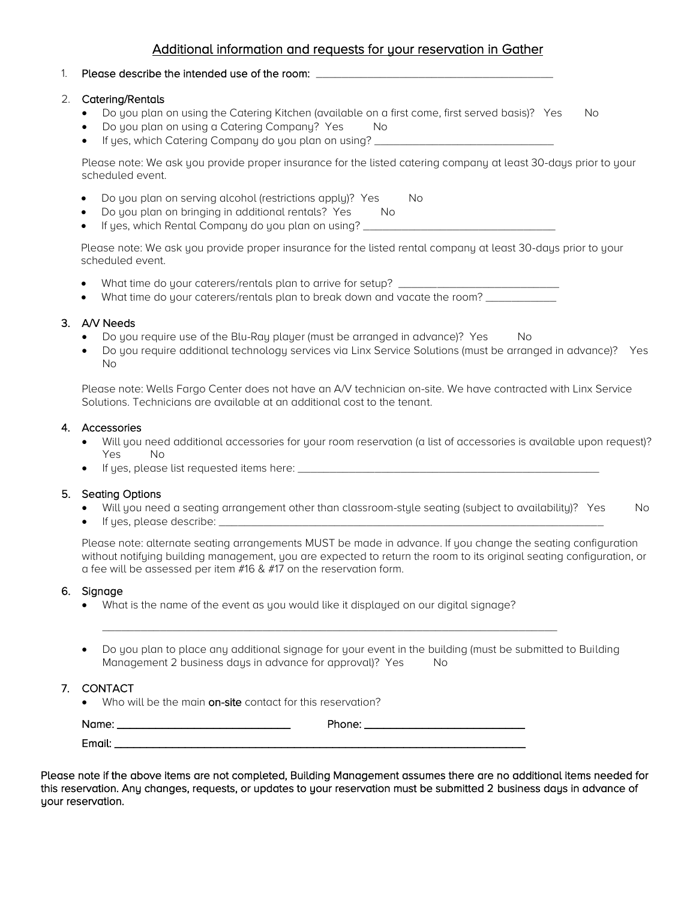## Additional information and requests for your reservation in Gather

1. **Please describe the intended use of the room:** ___________________________________________

2. **Catering/Rentals**
   - Do you plan on using the Catering Kitchen (available on a first come, first served basis)? Yes No
   - Do you plan on using a Catering Company? Yes No
   - If yes, which Catering Company do you plan on using? ________________________________

   Please note: We ask you provide proper insurance for the listed catering company at least 30-days prior to your scheduled event.

   - Do you plan on serving alcohol (restrictions apply)? Yes No
   - Do you plan on bringing in additional rentals? Yes No
   - If yes, which Rental Company do you plan on using? __________________________________

   Please note: We ask you provide proper insurance for the listed rental company at least 30-days prior to your scheduled event.

   - What time do your caterers/rentals plan to arrive for setup? ____________________________
   - What time do your caterers/rentals plan to break down and vacate the room? ____________

3. **A/V Needs**
   - Do you require use of the Blu-Ray player (must be arranged in advance)? Yes No
   - Do you require additional technology services via Linx Service Solutions (must be arranged in advance)? Yes No

   Please note: Wells Fargo Center does not have an A/V technician on-site. We have contracted with Linx Service Solutions. Technicians are available at an additional cost to the tenant.

4. **Accessories**
   - Will you need additional accessories for your room reservation (a list of accessories is available upon request)? Yes No
   - If yes, please list requested items here: ______________________________________________________

5. **Seating Options**
   - Will you need a seating arrangement other than classroom-style seating (subject to availability)? Yes No
   - If yes, please describe: ____________________________________________________________________

   Please note: alternate seating arrangements MUST be made in advance. If you change the seating configuration without notifying building management, you are expected to return the room to its original seating configuration, or a fee will be assessed per item #16 & #17 on the reservation form.

6. **Signage**
   - What is the name of the event as you would like it displayed on our digital signage?

     ________________________________________________________________________________

   - Do you plan to place any additional signage for your event in the building (must be submitted to Building Management 2 business days in advance for approval)? Yes No

7. **CONTACT**
   - Who will be the main **on-site** contact for this reservation?

   Name: ______________________________ Phone: ____________________________

   Email: ________________________________________________________________________

**Please note if the above items are not completed, Building Management assumes there are no additional items needed for this reservation. Any changes, requests, or updates to your reservation must be submitted 2 business days in advance of your reservation.**